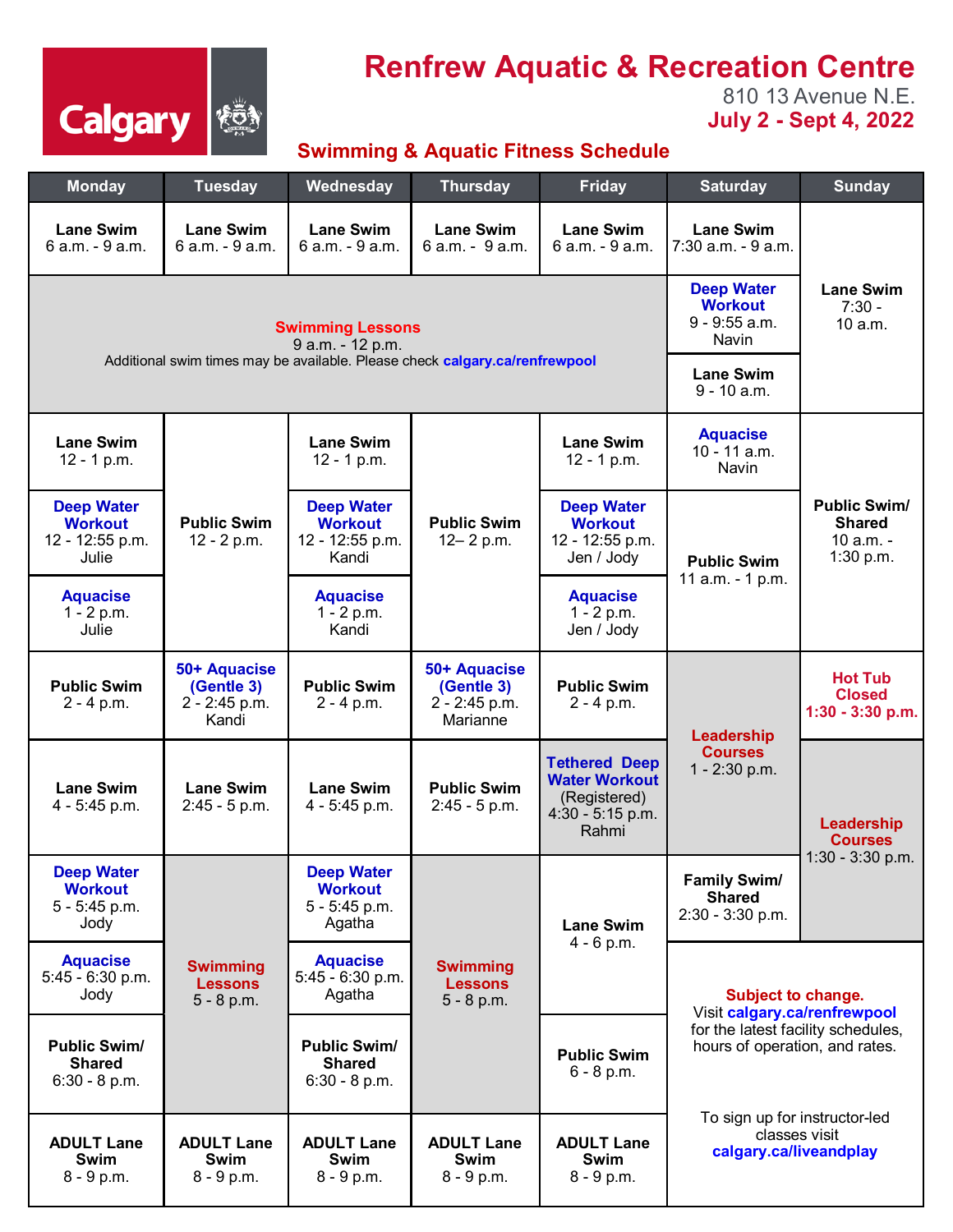# Renfrew Aquatic & Recreation Centre

810 13 Avenue N.E.

**July 2 - Sept 4, 2022**

## Swimming & Aquatic Fitness Schedule

| Monday | Tuesday | Wednesday | Thursday | Friday | Saturday | Sunday |
|---|---|---|---|---|---|---|
| **Lane Swim** 6 a.m. - 9 a.m. | **Lane Swim** 6 a.m. - 9 a.m. | **Lane Swim** 6 a.m. - 9 a.m. | **Lane Swim** 6 a.m. - 9 a.m. | **Lane Swim** 6 a.m. - 9 a.m. | **Lane Swim** 7:30 a.m. - 9 a.m. | **Lane Swim** 7:30 - 10 a.m. |
| **Swimming Lessons** 9 a.m. - 12 p.m. Additional swim times may be available. Please check calgary.ca/renfrewpool | | | | | **Deep Water Workout** 9 - 9:55 a.m. Navin | |
| | | | | | **Lane Swim** 9 - 10 a.m. | |
| **Lane Swim** 12 - 1 p.m. | **Public Swim** 12 - 2 p.m. | **Lane Swim** 12 - 1 p.m. | **Public Swim** 12– 2 p.m. | **Lane Swim** 12 - 1 p.m. | **Aquacise** 10 - 11 a.m. Navin | **Public Swim/ Shared** 10 a.m. - 1:30 p.m. |
| **Deep Water Workout** 12 - 12:55 p.m. Julie | | **Deep Water Workout** 12 - 12:55 p.m. Kandi | | **Deep Water Workout** 12 - 12:55 p.m. Jen / Jody | **Public Swim** 11 a.m. - 1 p.m. | |
| **Aquacise** 1 - 2 p.m. Julie | | **Aquacise** 1 - 2 p.m. Kandi | | **Aquacise** 1 - 2 p.m. Jen / Jody | | |
| **Public Swim** 2 - 4 p.m. | **50+ Aquacise (Gentle 3)** 2 - 2:45 p.m. Kandi | **Public Swim** 2 - 4 p.m. | **50+ Aquacise (Gentle 3)** 2 - 2:45 p.m. Marianne | **Public Swim** 2 - 4 p.m. | **Leadership Courses** 1 - 2:30 p.m. | **Hot Tub Closed** 1:30 - 3:30 p.m. |
| **Lane Swim** 4 - 5:45 p.m. | **Lane Swim** 2:45 - 5 p.m. | **Lane Swim** 4 - 5:45 p.m. | **Public Swim** 2:45 - 5 p.m. | **Tethered Deep Water Workout** (Registered) 4:30 - 5:15 p.m. Rahmi | | **Leadership Courses** 1:30 - 3:30 p.m. |
| **Deep Water Workout** 5 - 5:45 p.m. Jody | **Swimming Lessons** 5 - 8 p.m. | **Deep Water Workout** 5 - 5:45 p.m. Agatha | **Swimming Lessons** 5 - 8 p.m. | **Lane Swim** 4 - 6 p.m. | **Family Swim/ Shared** 2:30 - 3:30 p.m. | |
| **Aquacise** 5:45 - 6:30 p.m. Jody | | **Aquacise** 5:45 - 6:30 p.m. Agatha | | | **Subject to change.** Visit calgary.ca/renfrewpool for the latest facility schedules, hours of operation, and rates. To sign up for instructor-led classes visit calgary.ca/liveandplay | |
| **Public Swim/ Shared** 6:30 - 8 p.m. | | **Public Swim/ Shared** 6:30 - 8 p.m. | | **Public Swim** 6 - 8 p.m. | | |
| **ADULT Lane Swim** 8 - 9 p.m. | **ADULT Lane Swim** 8 - 9 p.m. | **ADULT Lane Swim** 8 - 9 p.m. | **ADULT Lane Swim** 8 - 9 p.m. | **ADULT Lane Swim** 8 - 9 p.m. | | |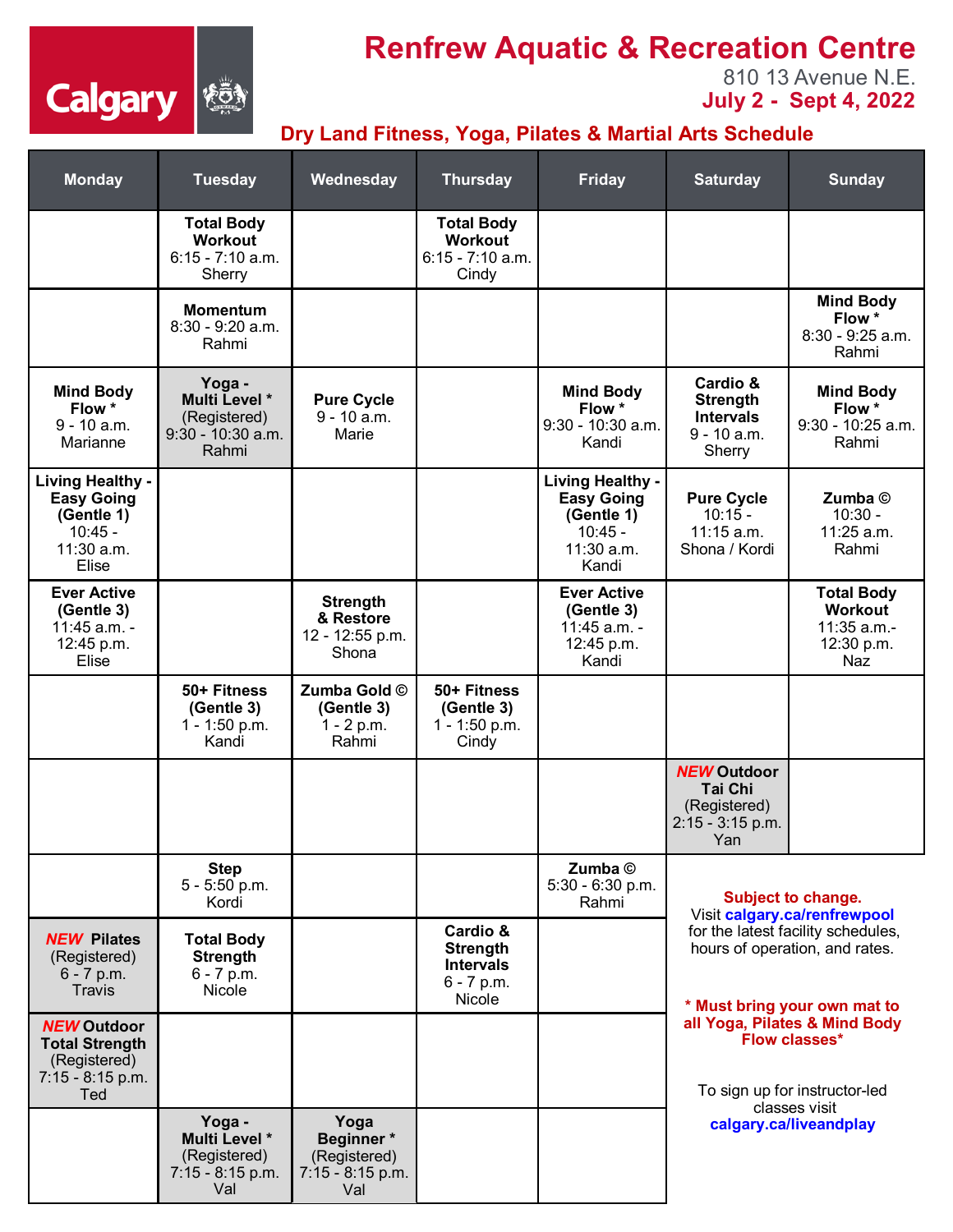# Renfrew Aquatic & Recreation Centre

810 13 Avenue N.E.

**July 2 - Sept 4, 2022**

## Dry Land Fitness, Yoga, Pilates & Martial Arts Schedule

| Monday | Tuesday | Wednesday | Thursday | Friday | Saturday | Sunday |
|---|---|---|---|---|---|---|
| | **Total Body Workout** 6:15 - 7:10 a.m. Sherry | | **Total Body Workout** 6:15 - 7:10 a.m. Cindy | | | |
| | **Momentum** 8:30 - 9:20 a.m. Rahmi | | | | | **Mind Body Flow \*** 8:30 - 9:25 a.m. Rahmi |
| **Mind Body Flow \*** 9 - 10 a.m. Marianne | **Yoga - Multi Level \*** (Registered) 9:30 - 10:30 a.m. Rahmi | **Pure Cycle** 9 - 10 a.m. Marie | | **Mind Body Flow \*** 9:30 - 10:30 a.m. Kandi | **Cardio & Strength Intervals** 9 - 10 a.m. Sherry | **Mind Body Flow \*** 9:30 - 10:25 a.m. Rahmi |
| **Living Healthy - Easy Going (Gentle 1)** 10:45 - 11:30 a.m. Elise | | | | **Living Healthy - Easy Going (Gentle 1)** 10:45 - 11:30 a.m. Kandi | **Pure Cycle** 10:15 - 11:15 a.m. Shona / Kordi | **Zumba ©** 10:30 - 11:25 a.m. Rahmi |
| **Ever Active (Gentle 3)** 11:45 a.m. - 12:45 p.m. Elise | | **Strength & Restore** 12 - 12:55 p.m. Shona | | **Ever Active (Gentle 3)** 11:45 a.m. - 12:45 p.m. Kandi | | **Total Body Workout** 11:35 a.m.- 12:30 p.m. Naz |
| | **50+ Fitness (Gentle 3)** 1 - 1:50 p.m. Kandi | **Zumba Gold © (Gentle 3)** 1 - 2 p.m. Rahmi | **50+ Fitness (Gentle 3)** 1 - 1:50 p.m. Cindy | | | |
| | | | | | ***NEW*** **Outdoor Tai Chi** (Registered) 2:15 - 3:15 p.m. Yan | |
| | **Step** 5 - 5:50 p.m. Kordi | | | **Zumba ©** 5:30 - 6:30 p.m. Rahmi | | |
| ***NEW*** **Pilates** (Registered) 6 - 7 p.m. Travis | **Total Body Strength** 6 - 7 p.m. Nicole | | **Cardio & Strength Intervals** 6 - 7 p.m. Nicole | | | |
| ***NEW*** **Outdoor Total Strength** (Registered) 7:15 - 8:15 p.m. Ted | | | | | | |
| | **Yoga - Multi Level \*** (Registered) 7:15 - 8:15 p.m. Val | **Yoga Beginner \*** (Registered) 7:15 - 8:15 p.m. Val | | | | |

**Subject to change.**
Visit **calgary.ca/renfrewpool** for the latest facility schedules, hours of operation, and rates.

**\* Must bring your own mat to all Yoga, Pilates & Mind Body Flow classes\***

To sign up for instructor-led classes visit **calgary.ca/liveandplay**